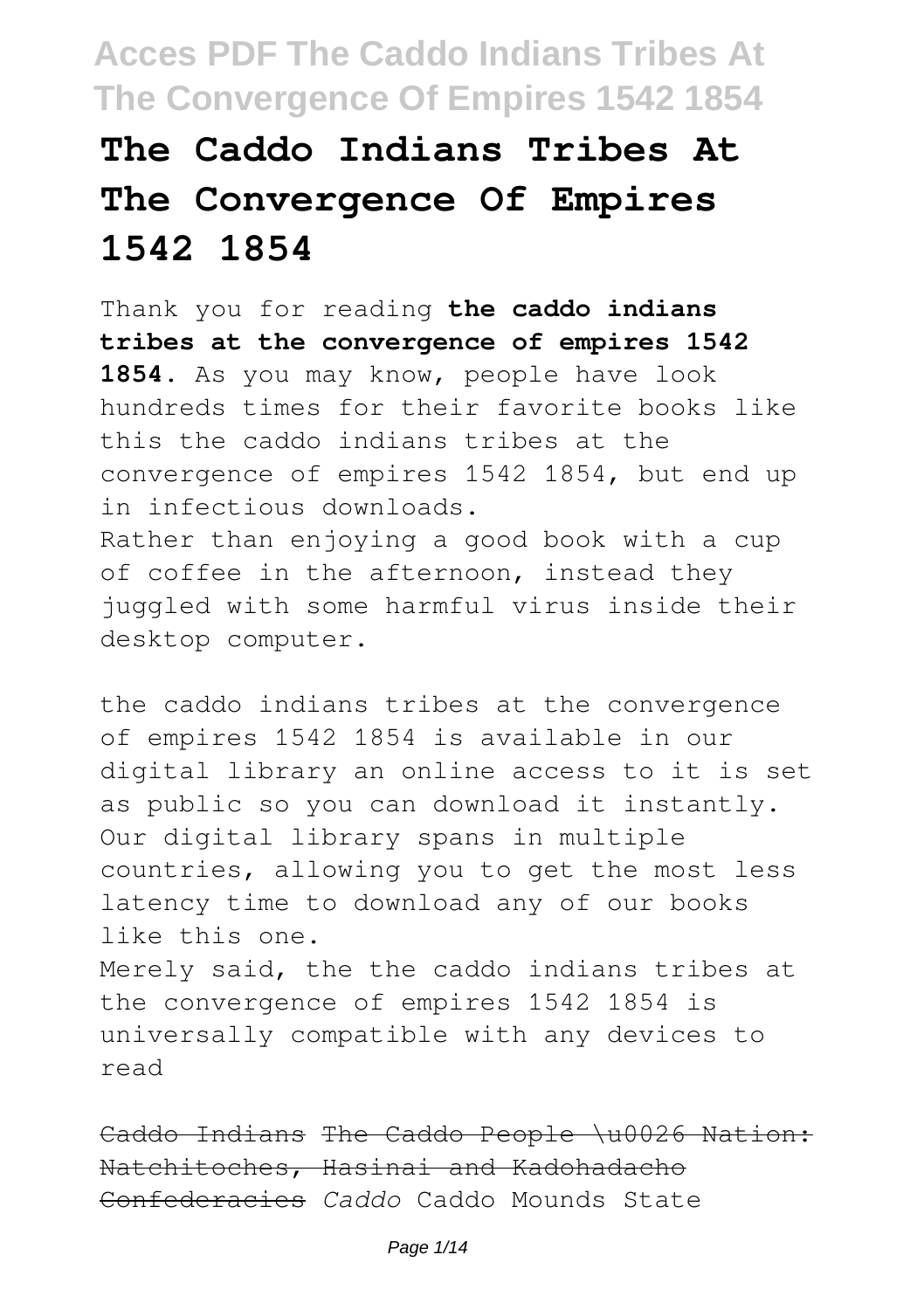# The Caddo Indians Tribes At The Convergence Of Empires 1542 1854

Thank you for reading **the caddo indians tribes at the convergence of empires 1542 1854**. As you may know, people have look hundreds times for their favorite books like this the caddo indians tribes at the convergence of empires 1542 1854, but end up in infectious downloads.

Rather than enjoying a good book with a cup of coffee in the afternoon, instead they juggled with some harmful virus inside their desktop computer.

the caddo indians tribes at the convergence of empires 1542 1854 is available in our digital library an online access to it is set as public so you can download it instantly. Our digital library spans in multiple countries, allowing you to get the most less latency time to download any of our books like this one.

Merely said, the the caddo indians tribes at the convergence of empires 1542 1854 is universally compatible with any devices to read

~~Caddo Indians~~ ~~The Caddo People \u0026 Nation: Natchitoches, Hasinai and Kadohadacho Confederacies~~ *Caddo* Caddo Mounds State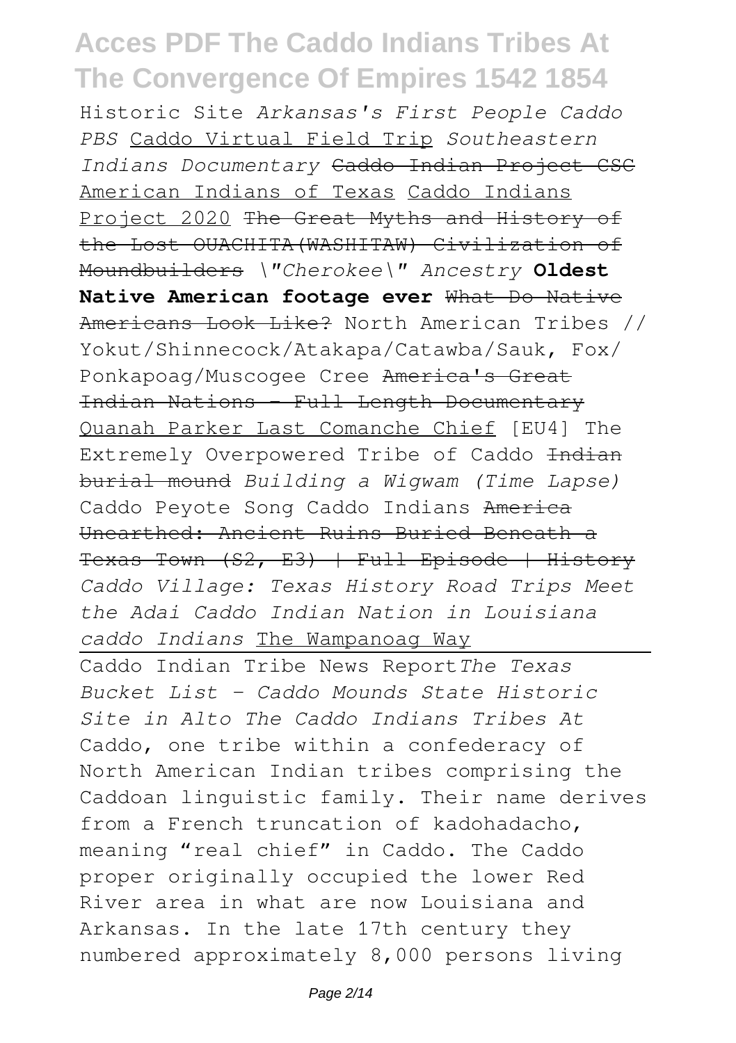Historic Site *Arkansas's First People Caddo PBS* Caddo Virtual Field Trip *Southeastern Indians Documentary* ~~Caddo Indian Project CSC~~ American Indians of Texas Caddo Indians Project 2020 ~~The Great Myths and History of the Lost OUACHITA(WASHITAW) Civilization of Moundbuilders~~ *\"Cherokee\" Ancestry* **Oldest Native American footage ever** ~~What Do Native Americans Look Like?~~ North American Tribes // Yokut/Shinnecock/Atakapa/Catawba/Sauk, Fox/ Ponkapoag/Muscogee Cree ~~America's Great Indian Nations - Full Length Documentary~~ Quanah Parker Last Comanche Chief [EU4] The Extremely Overpowered Tribe of Caddo ~~Indian burial mound~~ *Building a Wigwam (Time Lapse)* Caddo Peyote Song Caddo Indians ~~America Unearthed: Ancient Ruins Buried Beneath a Texas Town (S2, E3) | Full Episode | History~~ *Caddo Village: Texas History Road Trips Meet the Adai Caddo Indian Nation in Louisiana caddo Indians* The Wampanoag Way

Caddo Indian Tribe News Report *The Texas Bucket List - Caddo Mounds State Historic Site in Alto The Caddo Indians Tribes At*

Caddo, one tribe within a confederacy of North American Indian tribes comprising the Caddoan linguistic family. Their name derives from a French truncation of kadohadacho, meaning "real chief" in Caddo. The Caddo proper originally occupied the lower Red River area in what are now Louisiana and Arkansas. In the late 17th century they numbered approximately 8,000 persons living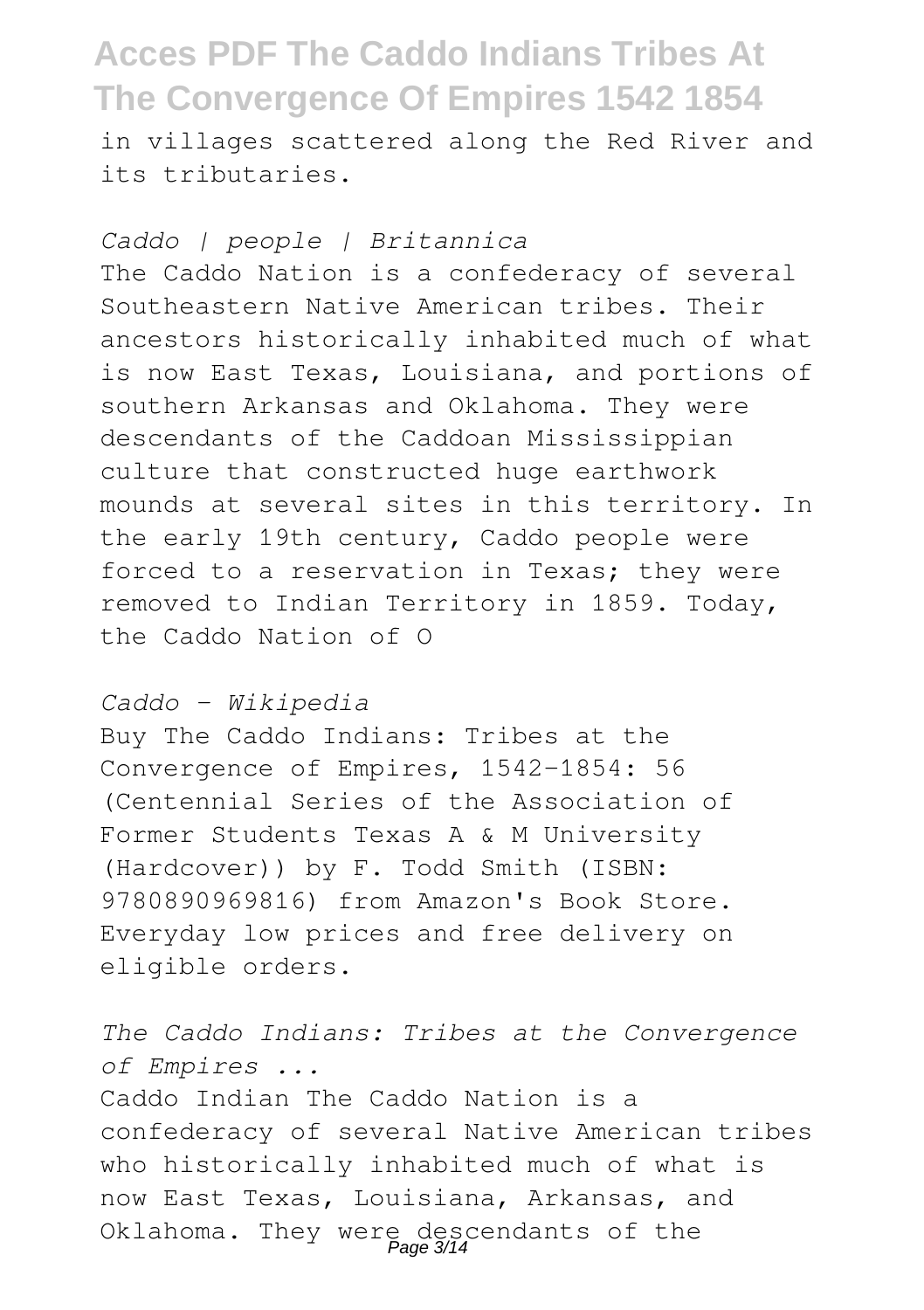in villages scattered along the Red River and its tributaries.

*Caddo | people | Britannica*

The Caddo Nation is a confederacy of several Southeastern Native American tribes. Their ancestors historically inhabited much of what is now East Texas, Louisiana, and portions of southern Arkansas and Oklahoma. They were descendants of the Caddoan Mississippian culture that constructed huge earthwork mounds at several sites in this territory. In the early 19th century, Caddo people were forced to a reservation in Texas; they were removed to Indian Territory in 1859. Today, the Caddo Nation of O

*Caddo - Wikipedia*

Buy The Caddo Indians: Tribes at the Convergence of Empires, 1542-1854: 56 (Centennial Series of the Association of Former Students Texas A & M University (Hardcover)) by F. Todd Smith (ISBN: 9780890969816) from Amazon's Book Store. Everyday low prices and free delivery on eligible orders.

*The Caddo Indians: Tribes at the Convergence of Empires ...*

Caddo Indian The Caddo Nation is a confederacy of several Native American tribes who historically inhabited much of what is now East Texas, Louisiana, Arkansas, and Oklahoma. They were descendants of the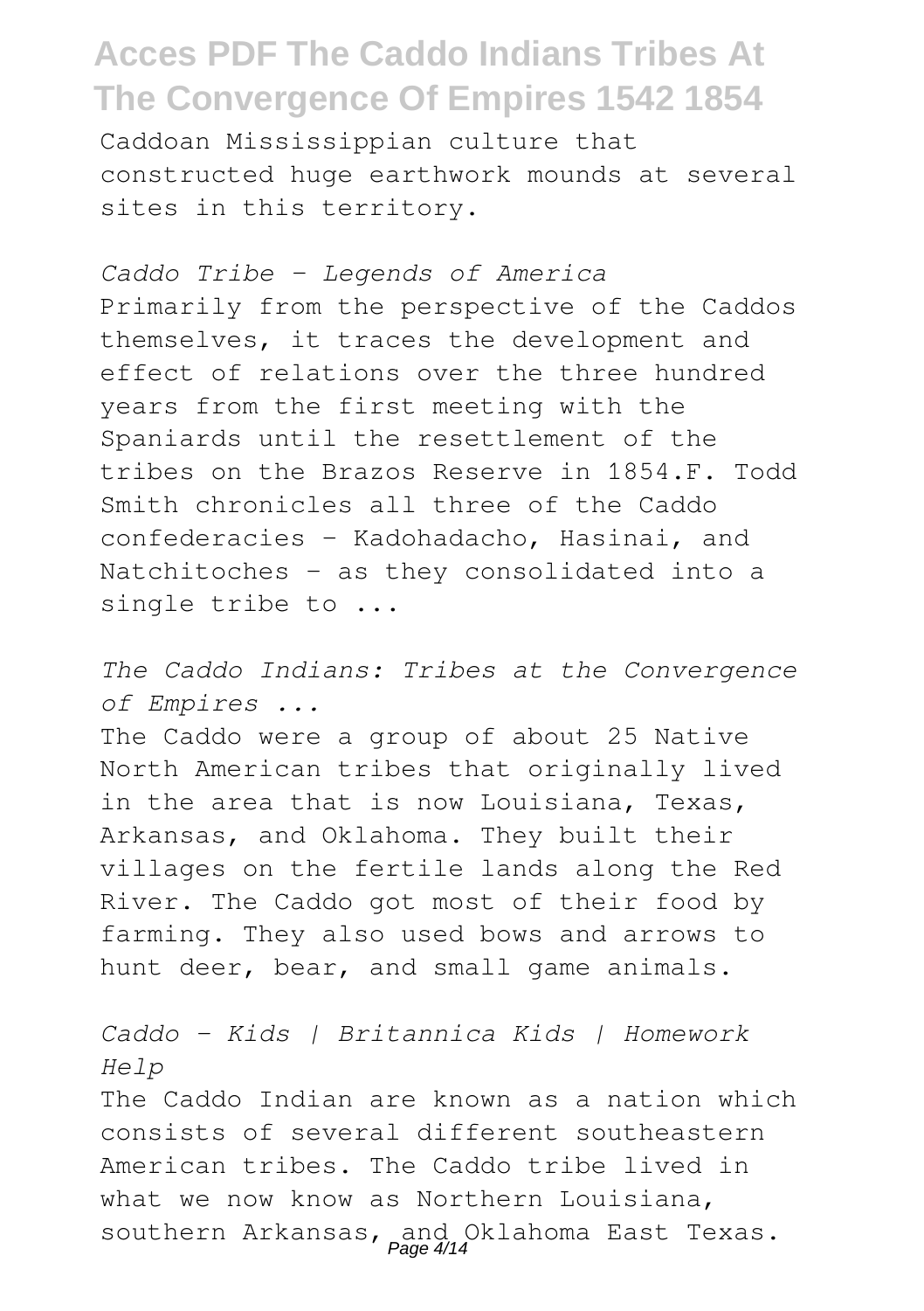Caddoan Mississippian culture that constructed huge earthwork mounds at several sites in this territory.

*Caddo Tribe – Legends of America*

Primarily from the perspective of the Caddos themselves, it traces the development and effect of relations over the three hundred years from the first meeting with the Spaniards until the resettlement of the tribes on the Brazos Reserve in 1854.F. Todd Smith chronicles all three of the Caddo confederacies - Kadohadacho, Hasinai, and Natchitoches - as they consolidated into a single tribe to ...

*The Caddo Indians: Tribes at the Convergence of Empires ...*

The Caddo were a group of about 25 Native North American tribes that originally lived in the area that is now Louisiana, Texas, Arkansas, and Oklahoma. They built their villages on the fertile lands along the Red River. The Caddo got most of their food by farming. They also used bows and arrows to hunt deer, bear, and small game animals.

*Caddo - Kids | Britannica Kids | Homework Help*

The Caddo Indian are known as a nation which consists of several different southeastern American tribes. The Caddo tribe lived in what we now know as Northern Louisiana, southern Arkansas, and Oklahoma East Texas.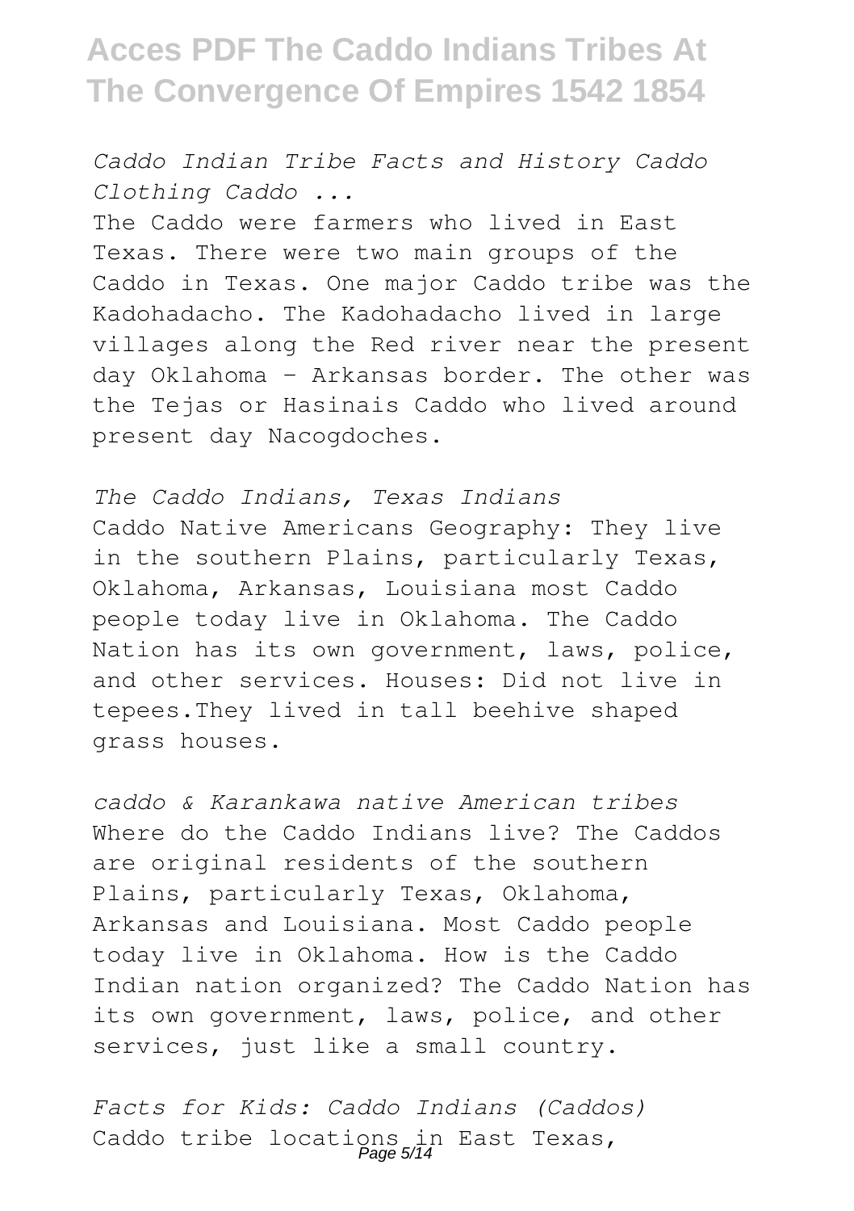*Caddo Indian Tribe Facts and History Caddo Clothing Caddo ...*

The Caddo were farmers who lived in East Texas. There were two main groups of the Caddo in Texas. One major Caddo tribe was the Kadohadacho. The Kadohadacho lived in large villages along the Red river near the present day Oklahoma - Arkansas border. The other was the Tejas or Hasinais Caddo who lived around present day Nacogdoches.

*The Caddo Indians, Texas Indians*

Caddo Native Americans Geography: They live in the southern Plains, particularly Texas, Oklahoma, Arkansas, Louisiana most Caddo people today live in Oklahoma. The Caddo Nation has its own government, laws, police, and other services. Houses: Did not live in tepees.They lived in tall beehive shaped grass houses.

*caddo & Karankawa native American tribes*

Where do the Caddo Indians live? The Caddos are original residents of the southern Plains, particularly Texas, Oklahoma, Arkansas and Louisiana. Most Caddo people today live in Oklahoma. How is the Caddo Indian nation organized? The Caddo Nation has its own government, laws, police, and other services, just like a small country.

*Facts for Kids: Caddo Indians (Caddos)*

Caddo tribe locations in East Texas,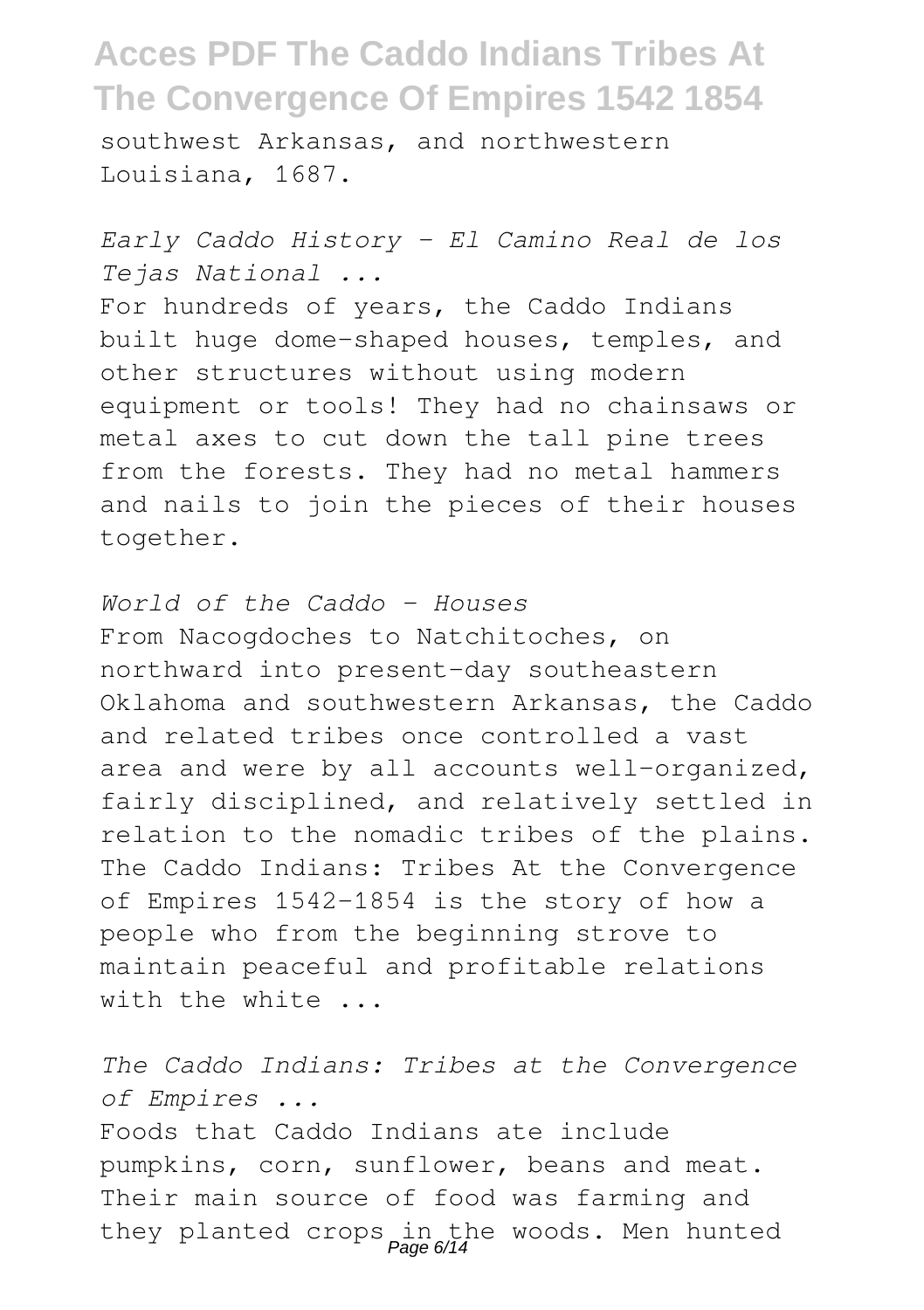southwest Arkansas, and northwestern Louisiana, 1687.

*Early Caddo History - El Camino Real de los Tejas National ...*

For hundreds of years, the Caddo Indians built huge dome-shaped houses, temples, and other structures without using modern equipment or tools! They had no chainsaws or metal axes to cut down the tall pine trees from the forests. They had no metal hammers and nails to join the pieces of their houses together.

*World of the Caddo - Houses*

From Nacogdoches to Natchitoches, on northward into present-day southeastern Oklahoma and southwestern Arkansas, the Caddo and related tribes once controlled a vast area and were by all accounts well-organized, fairly disciplined, and relatively settled in relation to the nomadic tribes of the plains. The Caddo Indians: Tribes At the Convergence of Empires 1542-1854 is the story of how a people who from the beginning strove to maintain peaceful and profitable relations with the white ...

*The Caddo Indians: Tribes at the Convergence of Empires ...*

Foods that Caddo Indians ate include pumpkins, corn, sunflower, beans and meat. Their main source of food was farming and they planted crops in the woods. Men hunted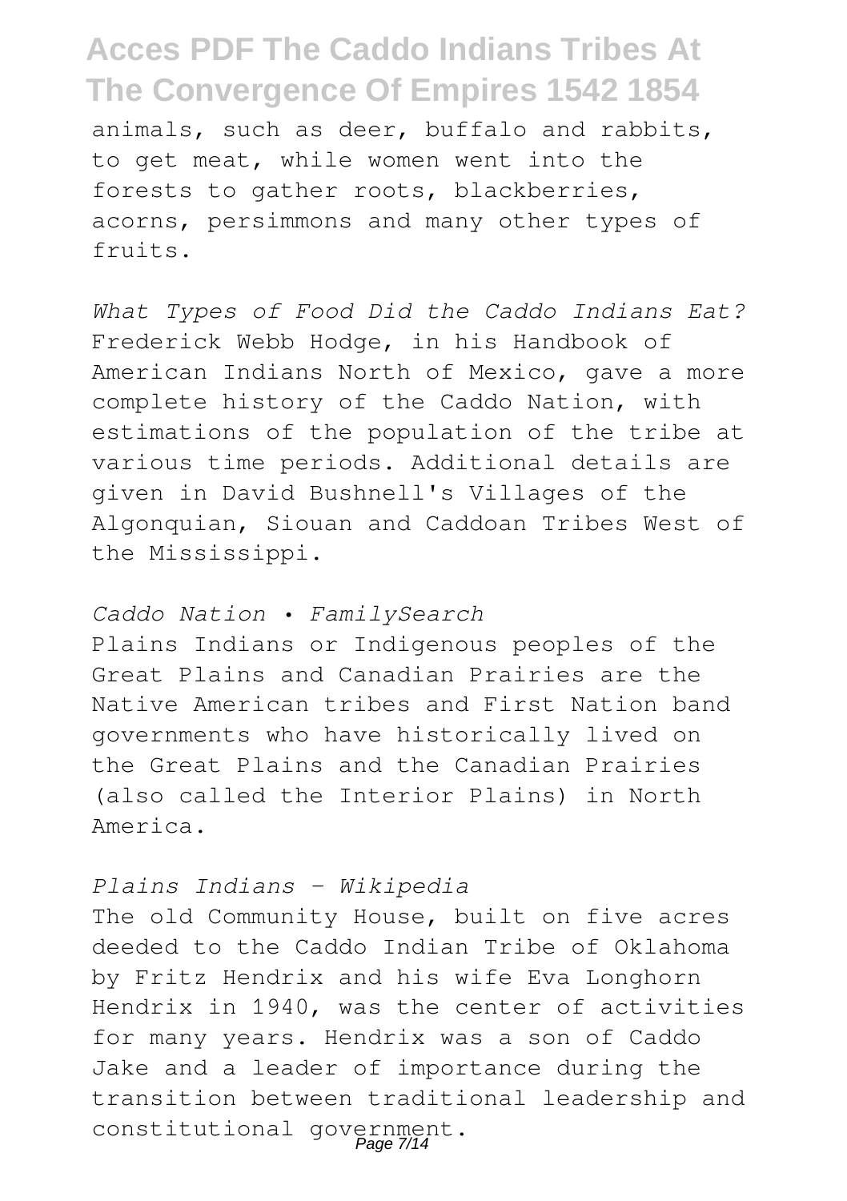animals, such as deer, buffalo and rabbits, to get meat, while women went into the forests to gather roots, blackberries, acorns, persimmons and many other types of fruits.

*What Types of Food Did the Caddo Indians Eat?*
Frederick Webb Hodge, in his Handbook of American Indians North of Mexico, gave a more complete history of the Caddo Nation, with estimations of the population of the tribe at various time periods. Additional details are given in David Bushnell's Villages of the Algonquian, Siouan and Caddoan Tribes West of the Mississippi.

*Caddo Nation • FamilySearch*
Plains Indians or Indigenous peoples of the Great Plains and Canadian Prairies are the Native American tribes and First Nation band governments who have historically lived on the Great Plains and the Canadian Prairies (also called the Interior Plains) in North America.

*Plains Indians - Wikipedia*
The old Community House, built on five acres deeded to the Caddo Indian Tribe of Oklahoma by Fritz Hendrix and his wife Eva Longhorn Hendrix in 1940, was the center of activities for many years. Hendrix was a son of Caddo Jake and a leader of importance during the transition between traditional leadership and constitutional government.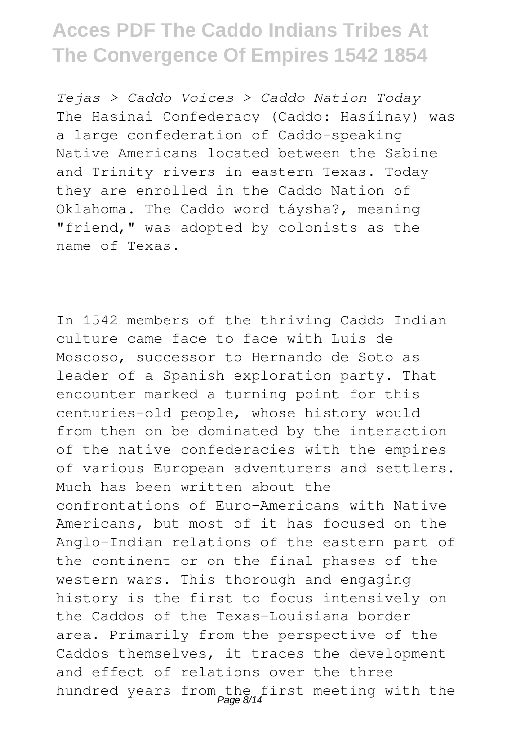*Tejas > Caddo Voices > Caddo Nation Today*
The Hasinai Confederacy (Caddo: Hasíinay) was a large confederation of Caddo-speaking Native Americans located between the Sabine and Trinity rivers in eastern Texas. Today they are enrolled in the Caddo Nation of Oklahoma. The Caddo word táysha?, meaning "friend," was adopted by colonists as the name of Texas.

In 1542 members of the thriving Caddo Indian culture came face to face with Luis de Moscoso, successor to Hernando de Soto as leader of a Spanish exploration party. That encounter marked a turning point for this centuries-old people, whose history would from then on be dominated by the interaction of the native confederacies with the empires of various European adventurers and settlers. Much has been written about the confrontations of Euro-Americans with Native Americans, but most of it has focused on the Anglo-Indian relations of the eastern part of the continent or on the final phases of the western wars. This thorough and engaging history is the first to focus intensively on the Caddos of the Texas-Louisiana border area. Primarily from the perspective of the Caddos themselves, it traces the development and effect of relations over the three hundred years from the first meeting with the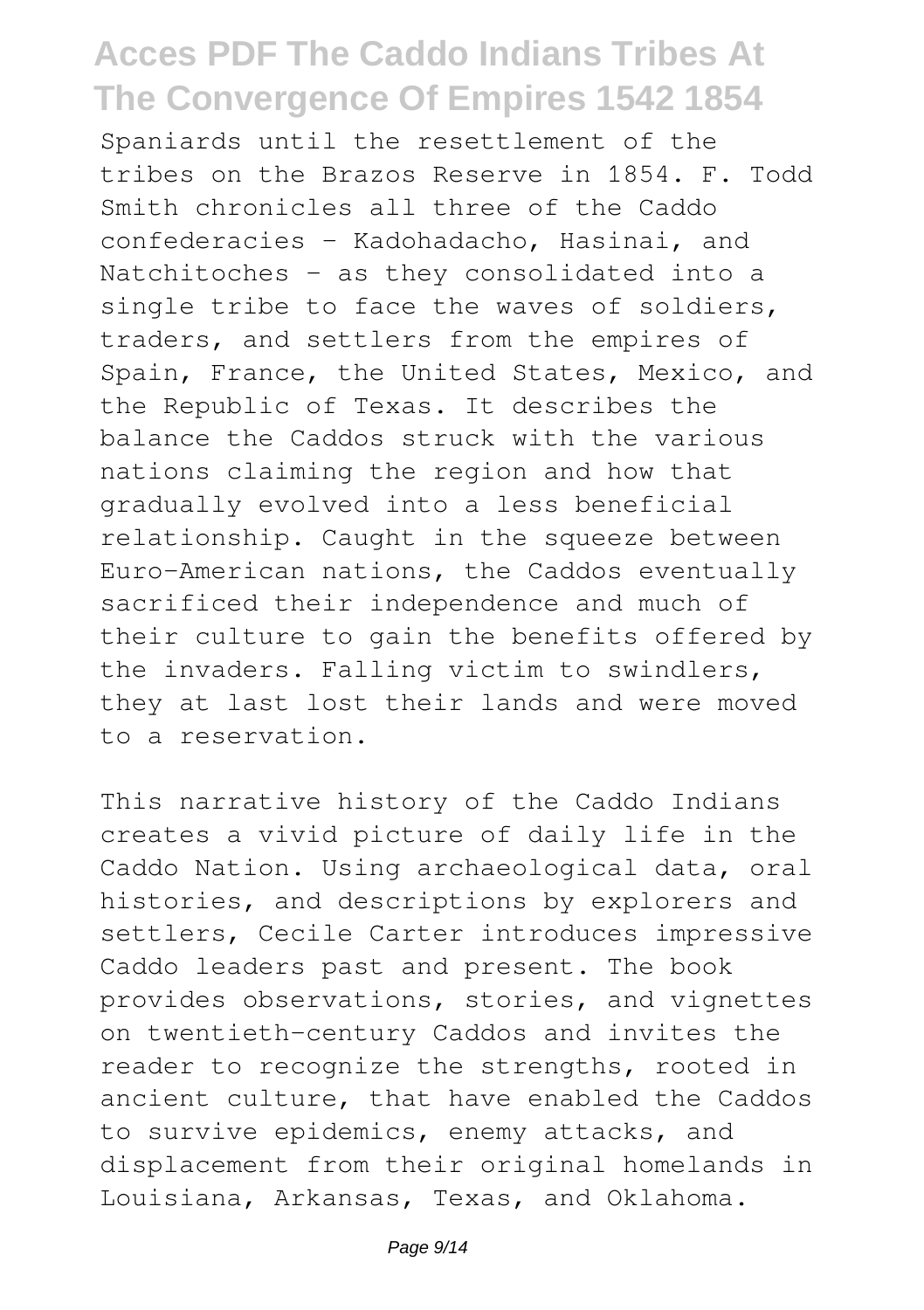Spaniards until the resettlement of the tribes on the Brazos Reserve in 1854. F. Todd Smith chronicles all three of the Caddo confederacies - Kadohadacho, Hasinai, and Natchitoches - as they consolidated into a single tribe to face the waves of soldiers, traders, and settlers from the empires of Spain, France, the United States, Mexico, and the Republic of Texas. It describes the balance the Caddos struck with the various nations claiming the region and how that gradually evolved into a less beneficial relationship. Caught in the squeeze between Euro-American nations, the Caddos eventually sacrificed their independence and much of their culture to gain the benefits offered by the invaders. Falling victim to swindlers, they at last lost their lands and were moved to a reservation.

This narrative history of the Caddo Indians creates a vivid picture of daily life in the Caddo Nation. Using archaeological data, oral histories, and descriptions by explorers and settlers, Cecile Carter introduces impressive Caddo leaders past and present. The book provides observations, stories, and vignettes on twentieth-century Caddos and invites the reader to recognize the strengths, rooted in ancient culture, that have enabled the Caddos to survive epidemics, enemy attacks, and displacement from their original homelands in Louisiana, Arkansas, Texas, and Oklahoma.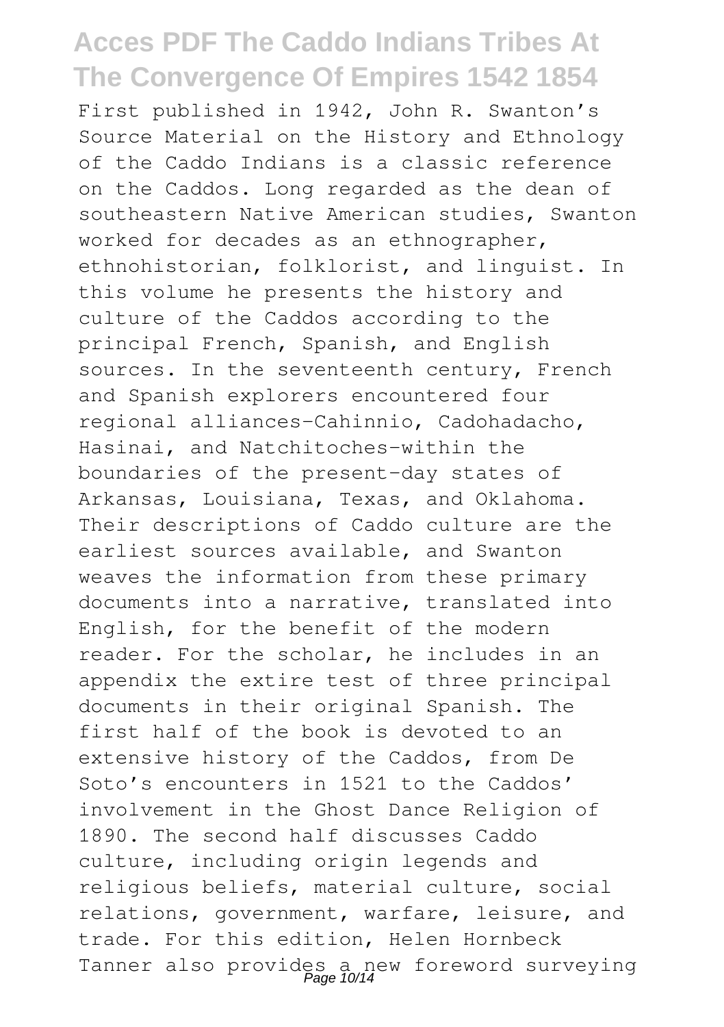First published in 1942, John R. Swanton's Source Material on the History and Ethnology of the Caddo Indians is a classic reference on the Caddos. Long regarded as the dean of southeastern Native American studies, Swanton worked for decades as an ethnographer, ethnohistorian, folklorist, and linguist. In this volume he presents the history and culture of the Caddos according to the principal French, Spanish, and English sources. In the seventeenth century, French and Spanish explorers encountered four regional alliances-Cahinnio, Cadohadacho, Hasinai, and Natchitoches-within the boundaries of the present-day states of Arkansas, Louisiana, Texas, and Oklahoma. Their descriptions of Caddo culture are the earliest sources available, and Swanton weaves the information from these primary documents into a narrative, translated into English, for the benefit of the modern reader. For the scholar, he includes in an appendix the extire test of three principal documents in their original Spanish. The first half of the book is devoted to an extensive history of the Caddos, from De Soto's encounters in 1521 to the Caddos' involvement in the Ghost Dance Religion of 1890. The second half discusses Caddo culture, including origin legends and religious beliefs, material culture, social relations, government, warfare, leisure, and trade. For this edition, Helen Hornbeck Tanner also provides a new foreword surveying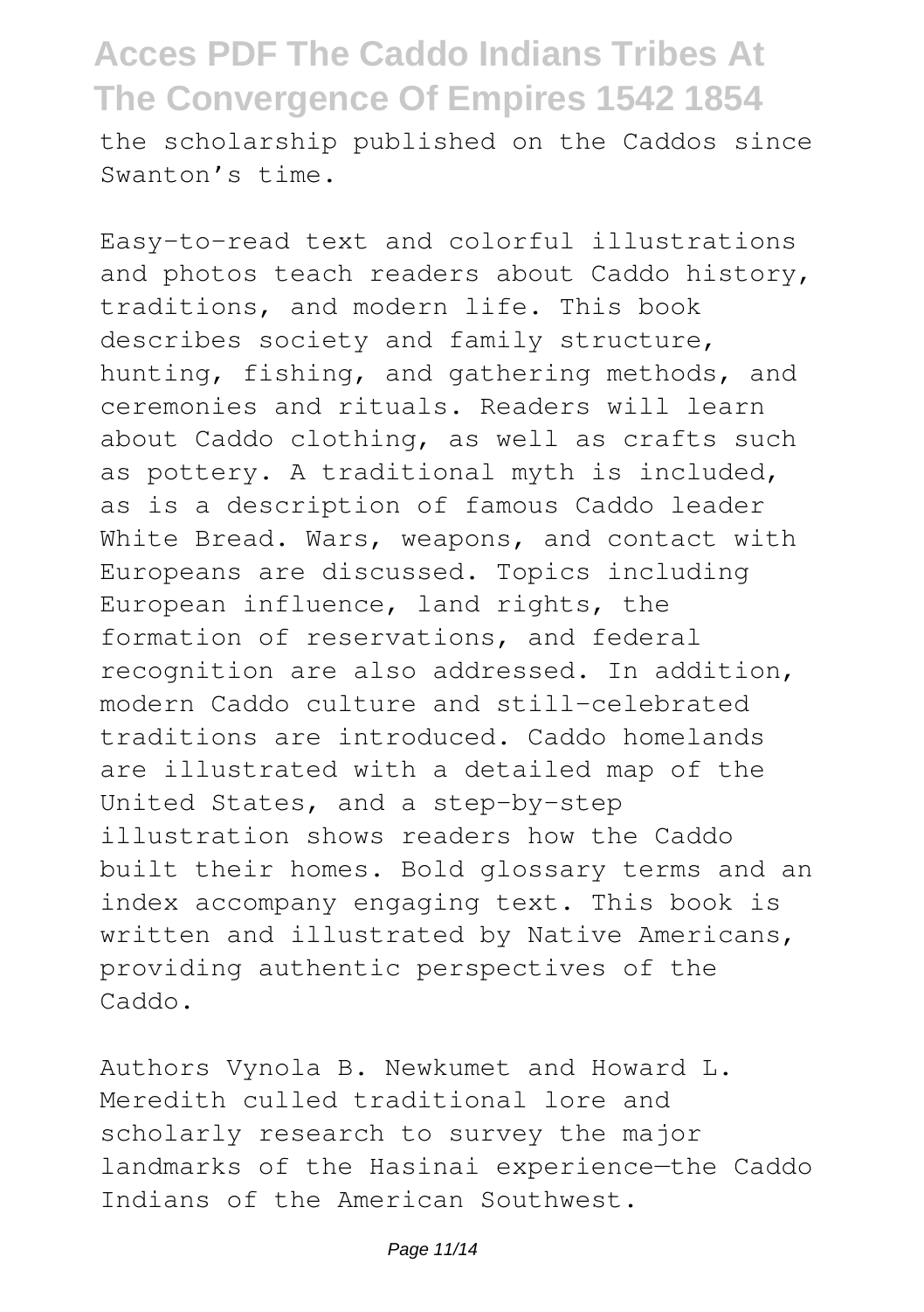the scholarship published on the Caddos since Swanton's time.

Easy-to-read text and colorful illustrations and photos teach readers about Caddo history, traditions, and modern life. This book describes society and family structure, hunting, fishing, and gathering methods, and ceremonies and rituals. Readers will learn about Caddo clothing, as well as crafts such as pottery. A traditional myth is included, as is a description of famous Caddo leader White Bread. Wars, weapons, and contact with Europeans are discussed. Topics including European influence, land rights, the formation of reservations, and federal recognition are also addressed. In addition, modern Caddo culture and still-celebrated traditions are introduced. Caddo homelands are illustrated with a detailed map of the United States, and a step-by-step illustration shows readers how the Caddo built their homes. Bold glossary terms and an index accompany engaging text. This book is written and illustrated by Native Americans, providing authentic perspectives of the Caddo.

Authors Vynola B. Newkumet and Howard L. Meredith culled traditional lore and scholarly research to survey the major landmarks of the Hasinai experience—the Caddo Indians of the American Southwest.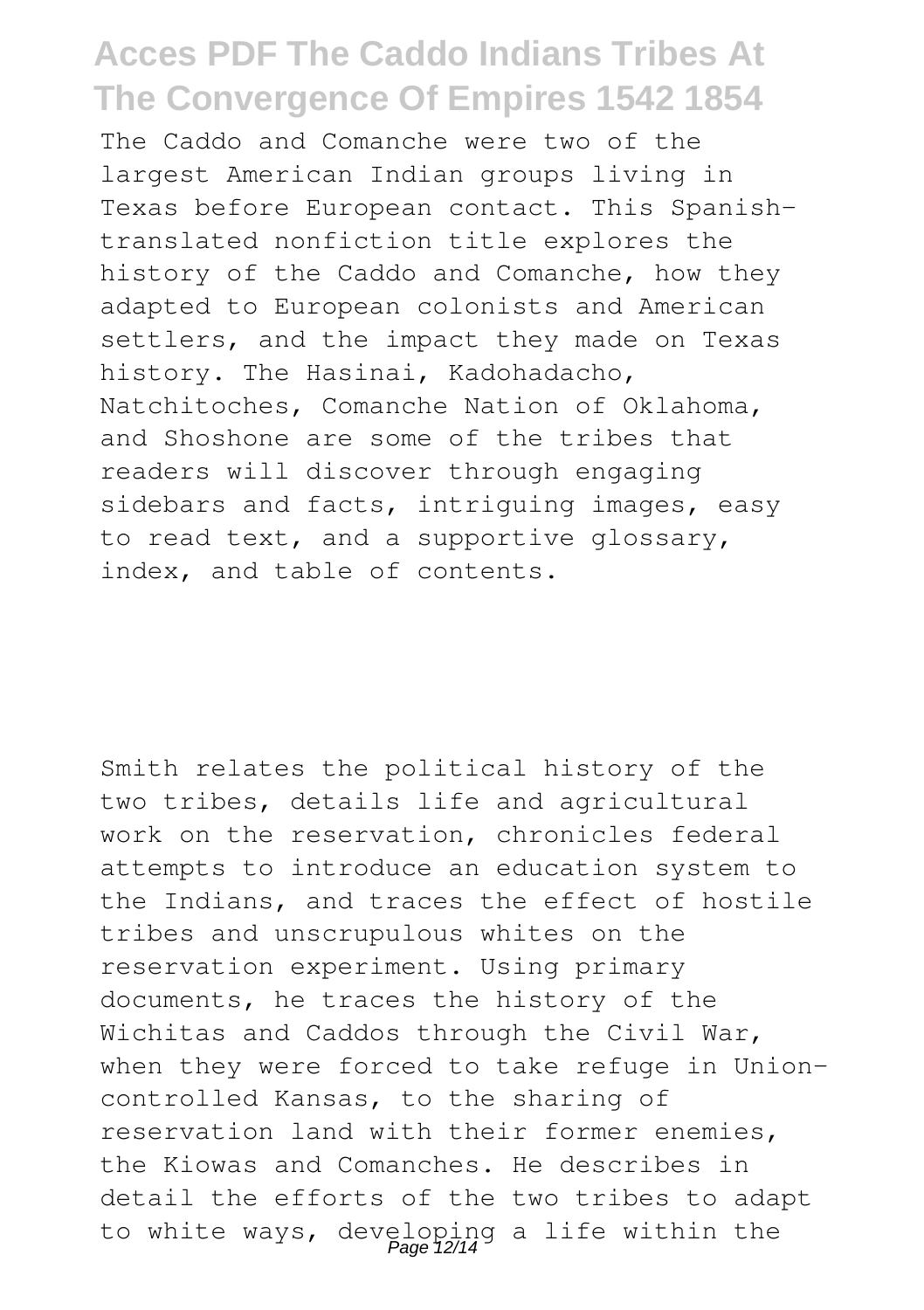The Caddo and Comanche were two of the largest American Indian groups living in Texas before European contact. This Spanish-translated nonfiction title explores the history of the Caddo and Comanche, how they adapted to European colonists and American settlers, and the impact they made on Texas history. The Hasinai, Kadohadacho, Natchitoches, Comanche Nation of Oklahoma, and Shoshone are some of the tribes that readers will discover through engaging sidebars and facts, intriguing images, easy to read text, and a supportive glossary, index, and table of contents.

Smith relates the political history of the two tribes, details life and agricultural work on the reservation, chronicles federal attempts to introduce an education system to the Indians, and traces the effect of hostile tribes and unscrupulous whites on the reservation experiment. Using primary documents, he traces the history of the Wichitas and Caddos through the Civil War, when they were forced to take refuge in Union-controlled Kansas, to the sharing of reservation land with their former enemies, the Kiowas and Comanches. He describes in detail the efforts of the two tribes to adapt to white ways, developing a life within the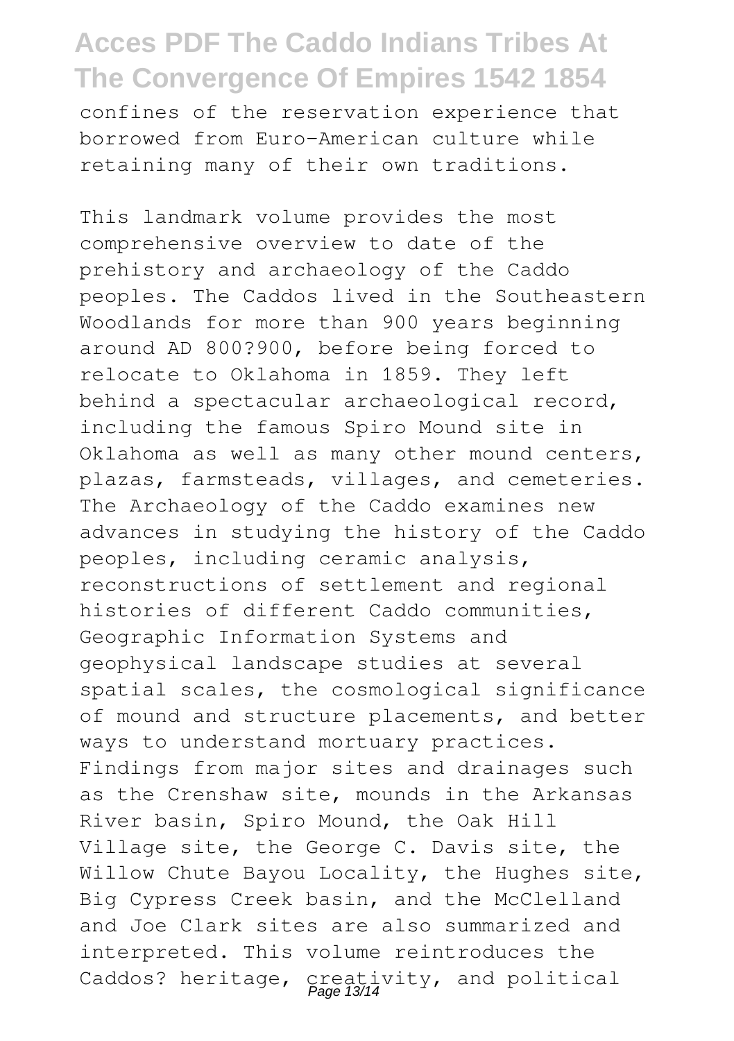confines of the reservation experience that borrowed from Euro-American culture while retaining many of their own traditions.

This landmark volume provides the most comprehensive overview to date of the prehistory and archaeology of the Caddo peoples. The Caddos lived in the Southeastern Woodlands for more than 900 years beginning around AD 800?900, before being forced to relocate to Oklahoma in 1859. They left behind a spectacular archaeological record, including the famous Spiro Mound site in Oklahoma as well as many other mound centers, plazas, farmsteads, villages, and cemeteries. The Archaeology of the Caddo examines new advances in studying the history of the Caddo peoples, including ceramic analysis, reconstructions of settlement and regional histories of different Caddo communities, Geographic Information Systems and geophysical landscape studies at several spatial scales, the cosmological significance of mound and structure placements, and better ways to understand mortuary practices. Findings from major sites and drainages such as the Crenshaw site, mounds in the Arkansas River basin, Spiro Mound, the Oak Hill Village site, the George C. Davis site, the Willow Chute Bayou Locality, the Hughes site, Big Cypress Creek basin, and the McClelland and Joe Clark sites are also summarized and interpreted. This volume reintroduces the Caddos? heritage, creativity, and political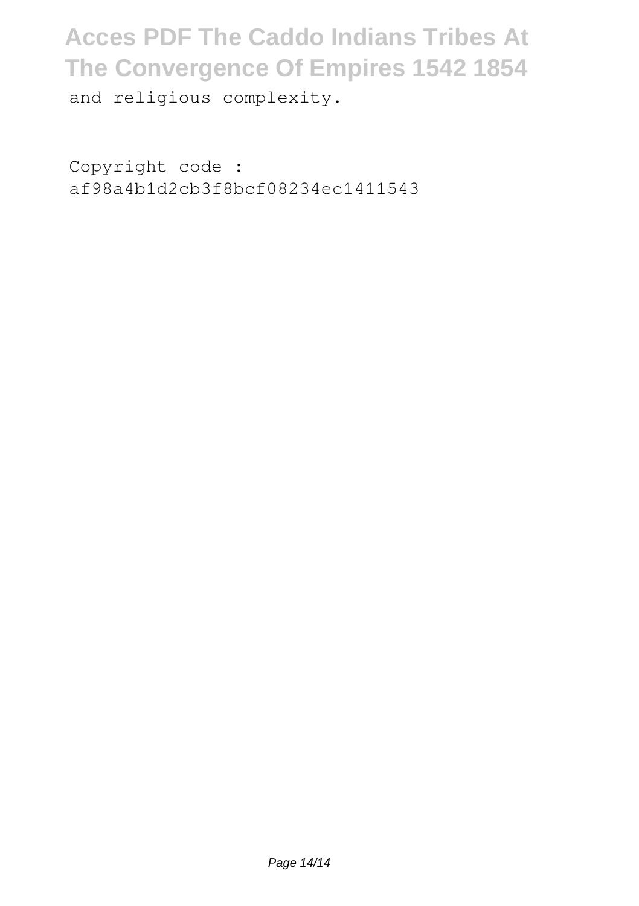and religious complexity.

Copyright code : af98a4b1d2cb3f8bcf08234ec1411543